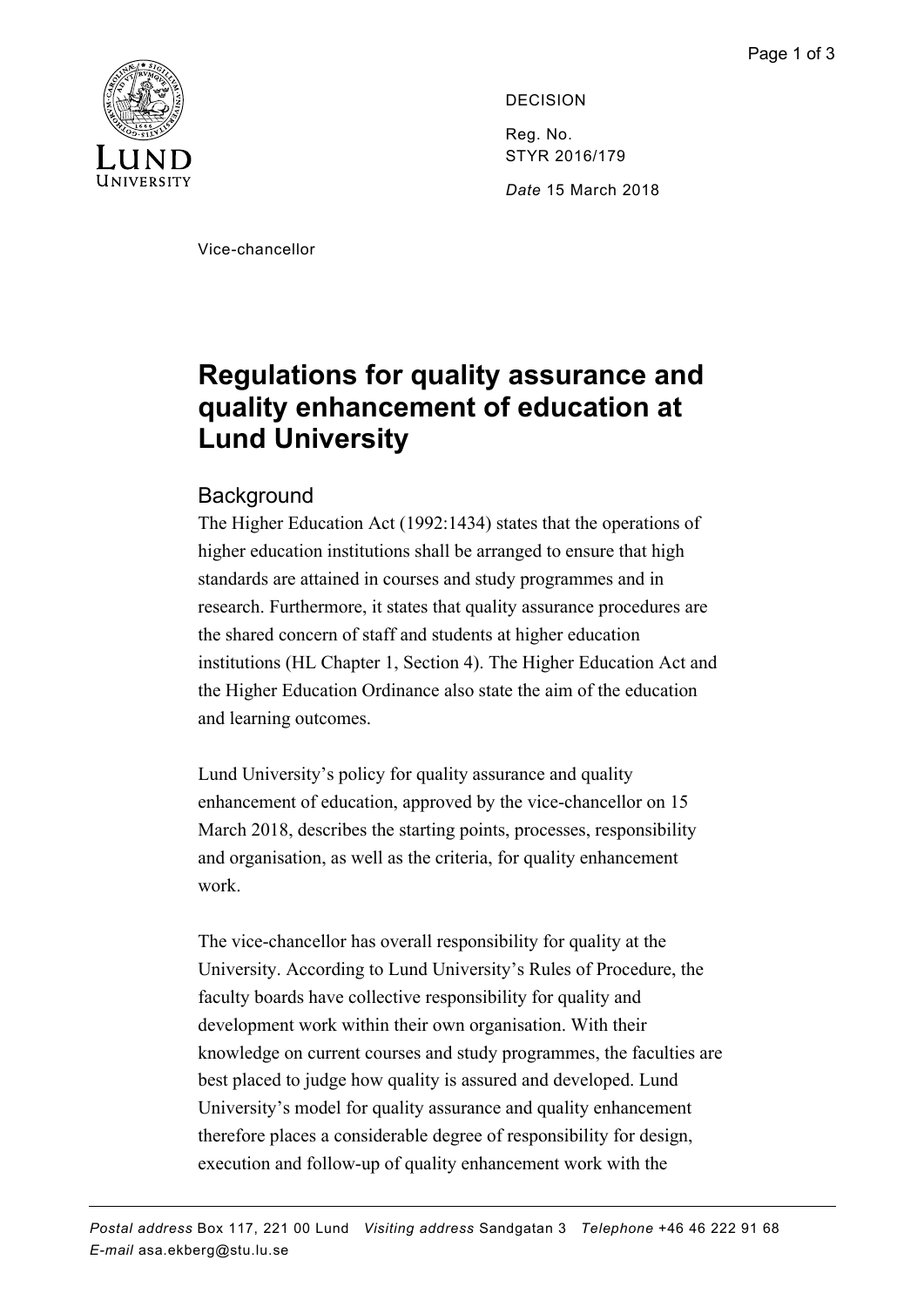DECISION

Reg. No.
STYR 2016/179

*Date* 15 March 2018

Vice-chancellor

# Regulations for quality assurance and quality enhancement of education at Lund University

## Background

The Higher Education Act (1992:1434) states that the operations of higher education institutions shall be arranged to ensure that high standards are attained in courses and study programmes and in research. Furthermore, it states that quality assurance procedures are the shared concern of staff and students at higher education institutions (HL Chapter 1, Section 4). The Higher Education Act and the Higher Education Ordinance also state the aim of the education and learning outcomes.

Lund University's policy for quality assurance and quality enhancement of education, approved by the vice-chancellor on 15 March 2018, describes the starting points, processes, responsibility and organisation, as well as the criteria, for quality enhancement work.

The vice-chancellor has overall responsibility for quality at the University. According to Lund University's Rules of Procedure, the faculty boards have collective responsibility for quality and development work within their own organisation. With their knowledge on current courses and study programmes, the faculties are best placed to judge how quality is assured and developed. Lund University's model for quality assurance and quality enhancement therefore places a considerable degree of responsibility for design, execution and follow-up of quality enhancement work with the

*Postal address* Box 117, 221 00 Lund *Visiting address* Sandgatan 3 *Telephone* +46 46 222 91 68
*E-mail* asa.ekberg@stu.lu.se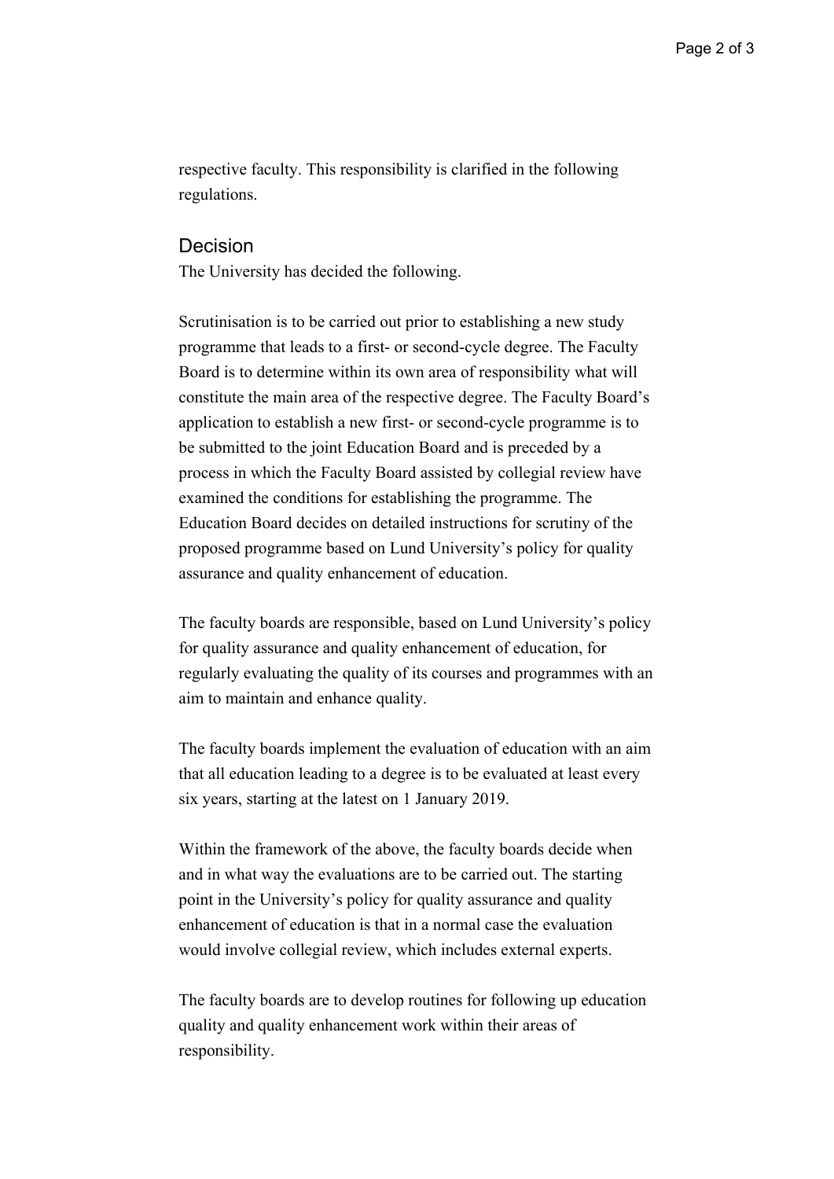respective faculty. This responsibility is clarified in the following regulations.

## Decision

The University has decided the following.

Scrutinisation is to be carried out prior to establishing a new study programme that leads to a first- or second-cycle degree. The Faculty Board is to determine within its own area of responsibility what will constitute the main area of the respective degree. The Faculty Board's application to establish a new first- or second-cycle programme is to be submitted to the joint Education Board and is preceded by a process in which the Faculty Board assisted by collegial review have examined the conditions for establishing the programme. The Education Board decides on detailed instructions for scrutiny of the proposed programme based on Lund University's policy for quality assurance and quality enhancement of education.

The faculty boards are responsible, based on Lund University's policy for quality assurance and quality enhancement of education, for regularly evaluating the quality of its courses and programmes with an aim to maintain and enhance quality.

The faculty boards implement the evaluation of education with an aim that all education leading to a degree is to be evaluated at least every six years, starting at the latest on 1 January 2019.

Within the framework of the above, the faculty boards decide when and in what way the evaluations are to be carried out. The starting point in the University's policy for quality assurance and quality enhancement of education is that in a normal case the evaluation would involve collegial review, which includes external experts.

The faculty boards are to develop routines for following up education quality and quality enhancement work within their areas of responsibility.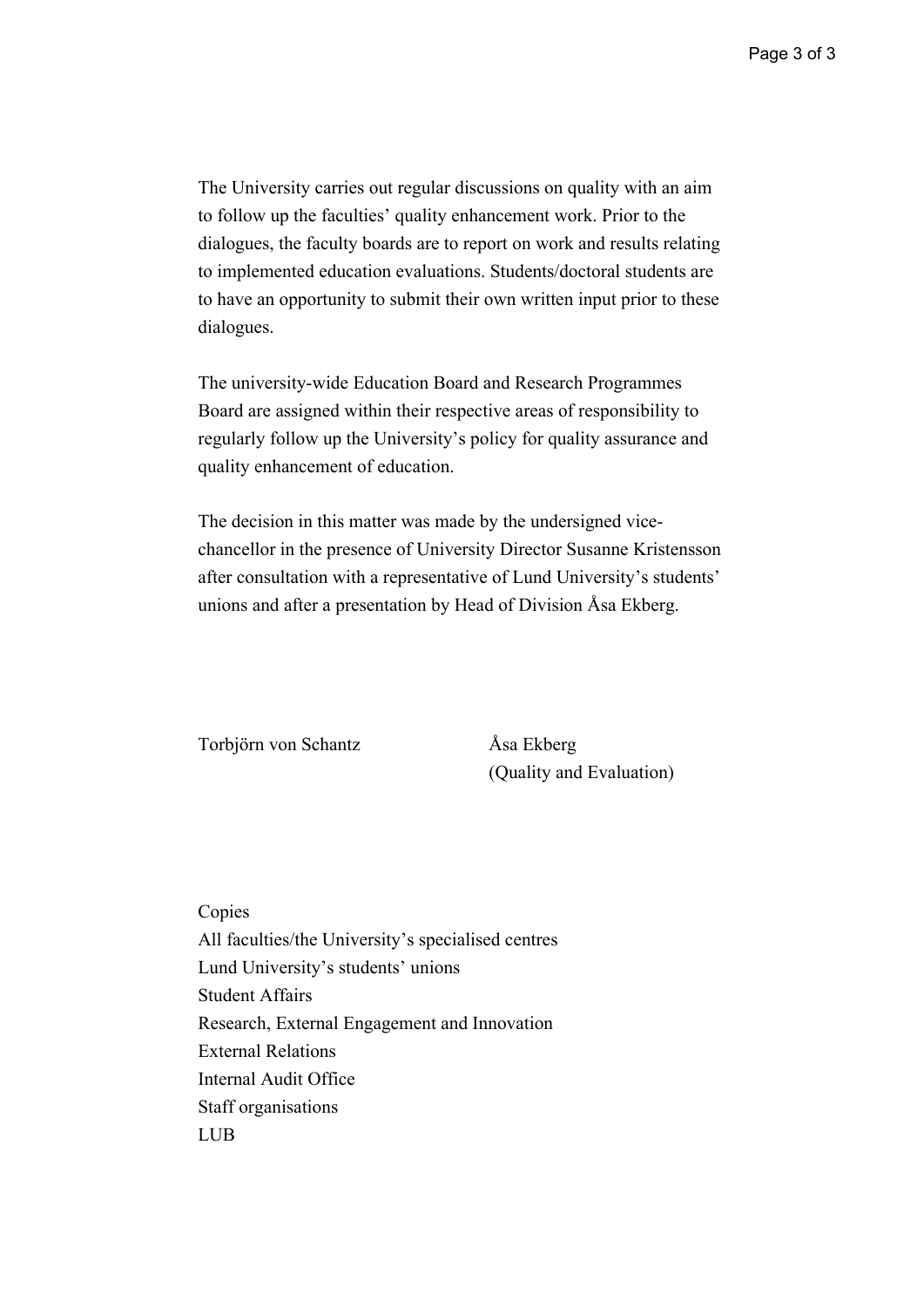The University carries out regular discussions on quality with an aim to follow up the faculties' quality enhancement work. Prior to the dialogues, the faculty boards are to report on work and results relating to implemented education evaluations. Students/doctoral students are to have an opportunity to submit their own written input prior to these dialogues.

The university-wide Education Board and Research Programmes Board are assigned within their respective areas of responsibility to regularly follow up the University's policy for quality assurance and quality enhancement of education.

The decision in this matter was made by the undersigned vice-chancellor in the presence of University Director Susanne Kristensson after consultation with a representative of Lund University's students' unions and after a presentation by Head of Division Åsa Ekberg.

Torbjörn von Schantz

Åsa Ekberg
(Quality and Evaluation)

Copies
All faculties/the University's specialised centres
Lund University's students' unions
Student Affairs
Research, External Engagement and Innovation
External Relations
Internal Audit Office
Staff organisations
LUB